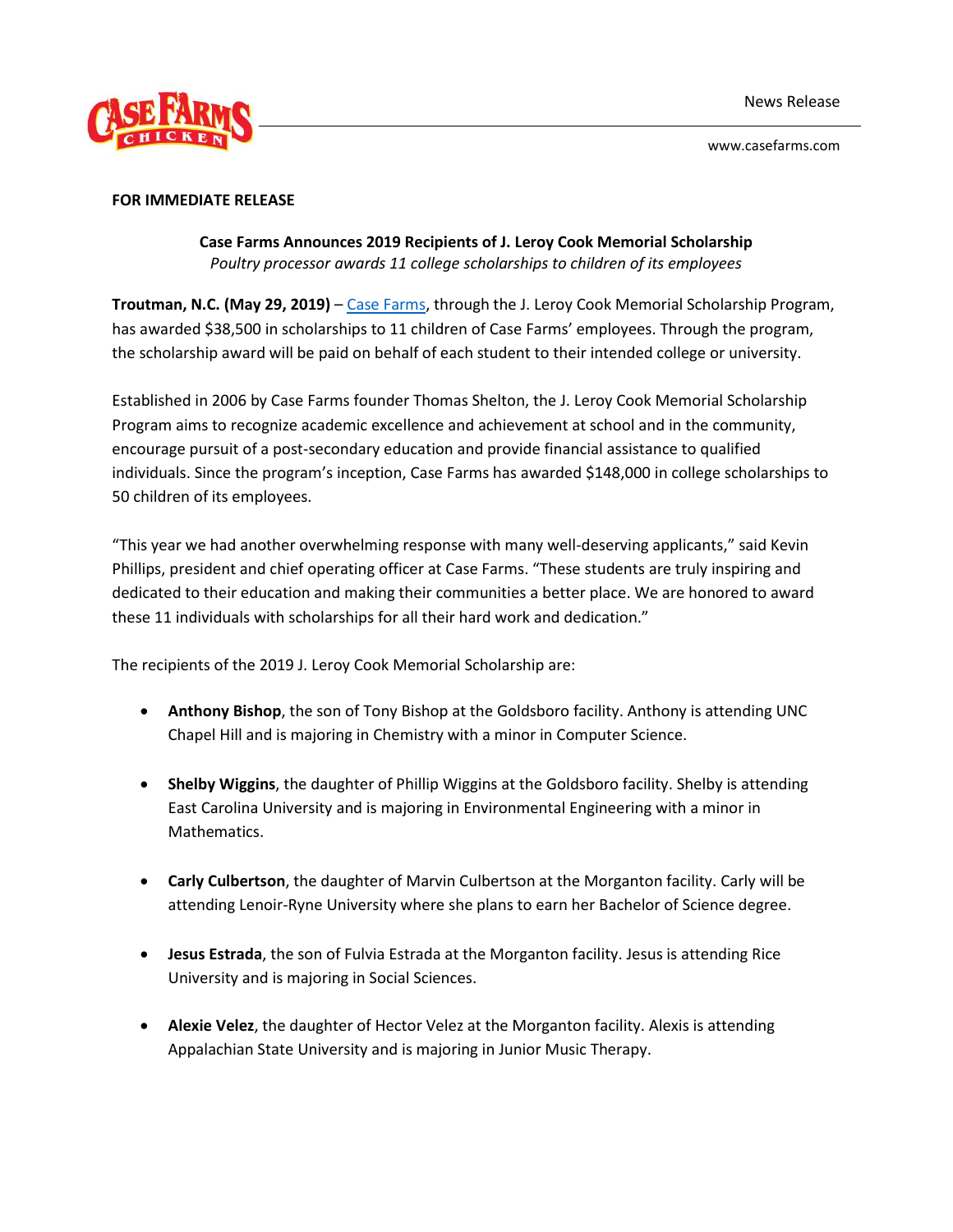News Release

www.casefarms.com

**FOR IMMEDIATE RELEASE**

**Case Farms Announces 2019 Recipients of J. Leroy Cook Memorial Scholarship**

*Poultry processor awards 11 college scholarships to children of its employees*

**Troutman, N.C. (May 29, 2019)** – Case Farms, through the J. Leroy Cook Memorial Scholarship Program, has awarded $38,500 in scholarships to 11 children of Case Farms' employees. Through the program, the scholarship award will be paid on behalf of each student to their intended college or university.

Established in 2006 by Case Farms founder Thomas Shelton, the J. Leroy Cook Memorial Scholarship Program aims to recognize academic excellence and achievement at school and in the community, encourage pursuit of a post-secondary education and provide financial assistance to qualified individuals. Since the program's inception, Case Farms has awarded $148,000 in college scholarships to 50 children of its employees.

"This year we had another overwhelming response with many well-deserving applicants," said Kevin Phillips, president and chief operating officer at Case Farms. "These students are truly inspiring and dedicated to their education and making their communities a better place. We are honored to award these 11 individuals with scholarships for all their hard work and dedication."

The recipients of the 2019 J. Leroy Cook Memorial Scholarship are:

- **Anthony Bishop**, the son of Tony Bishop at the Goldsboro facility. Anthony is attending UNC Chapel Hill and is majoring in Chemistry with a minor in Computer Science.
- **Shelby Wiggins**, the daughter of Phillip Wiggins at the Goldsboro facility. Shelby is attending East Carolina University and is majoring in Environmental Engineering with a minor in Mathematics.
- **Carly Culbertson**, the daughter of Marvin Culbertson at the Morganton facility. Carly will be attending Lenoir-Ryne University where she plans to earn her Bachelor of Science degree.
- **Jesus Estrada**, the son of Fulvia Estrada at the Morganton facility. Jesus is attending Rice University and is majoring in Social Sciences.
- **Alexie Velez**, the daughter of Hector Velez at the Morganton facility. Alexis is attending Appalachian State University and is majoring in Junior Music Therapy.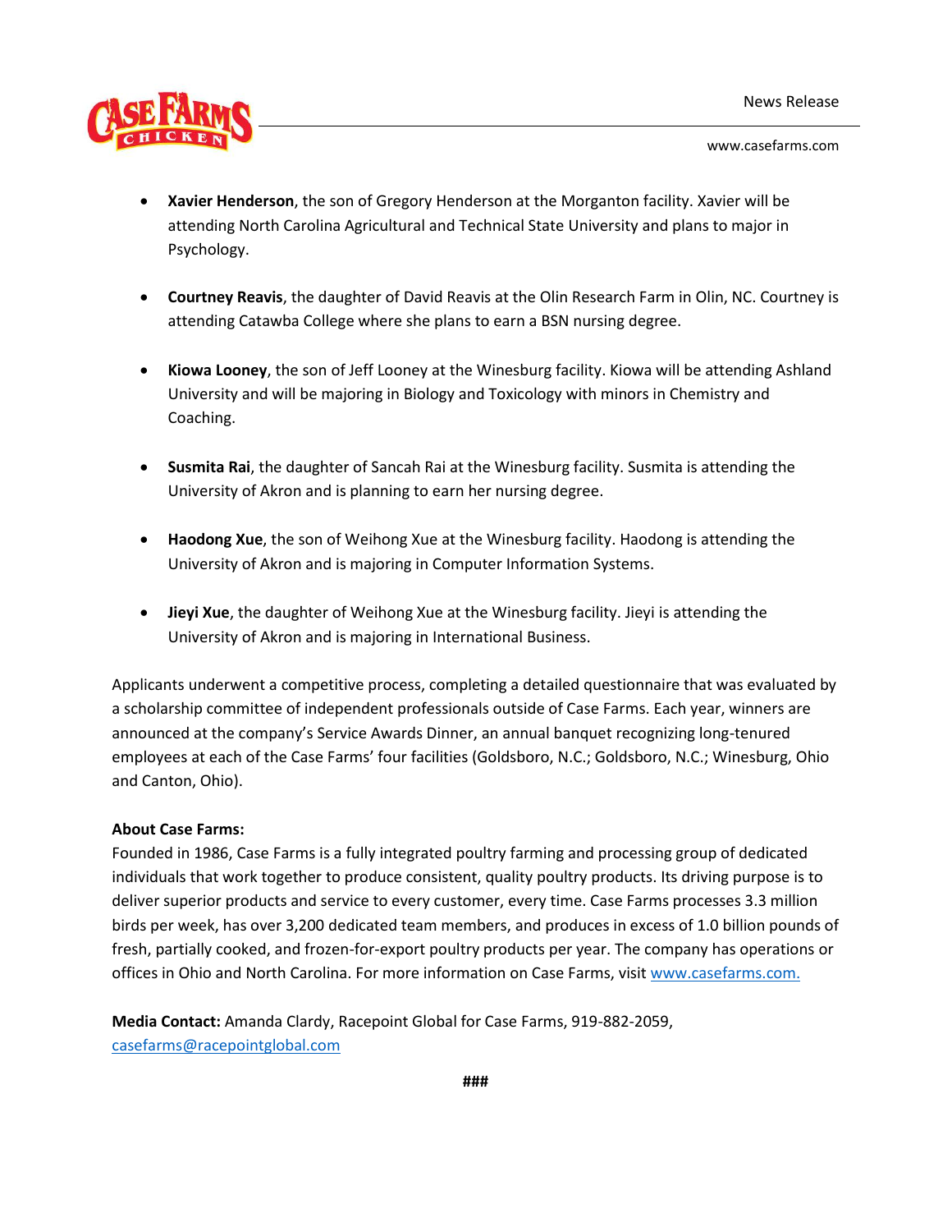- **Xavier Henderson**, the son of Gregory Henderson at the Morganton facility. Xavier will be attending North Carolina Agricultural and Technical State University and plans to major in Psychology.

- **Courtney Reavis**, the daughter of David Reavis at the Olin Research Farm in Olin, NC. Courtney is attending Catawba College where she plans to earn a BSN nursing degree.

- **Kiowa Looney**, the son of Jeff Looney at the Winesburg facility. Kiowa will be attending Ashland University and will be majoring in Biology and Toxicology with minors in Chemistry and Coaching.

- **Susmita Rai**, the daughter of Sancah Rai at the Winesburg facility. Susmita is attending the University of Akron and is planning to earn her nursing degree.

- **Haodong Xue**, the son of Weihong Xue at the Winesburg facility. Haodong is attending the University of Akron and is majoring in Computer Information Systems.

- **Jieyi Xue**, the daughter of Weihong Xue at the Winesburg facility. Jieyi is attending the University of Akron and is majoring in International Business.

Applicants underwent a competitive process, completing a detailed questionnaire that was evaluated by a scholarship committee of independent professionals outside of Case Farms. Each year, winners are announced at the company's Service Awards Dinner, an annual banquet recognizing long-tenured employees at each of the Case Farms' four facilities (Goldsboro, N.C.; Goldsboro, N.C.; Winesburg, Ohio and Canton, Ohio).

**About Case Farms:**
Founded in 1986, Case Farms is a fully integrated poultry farming and processing group of dedicated individuals that work together to produce consistent, quality poultry products. Its driving purpose is to deliver superior products and service to every customer, every time. Case Farms processes 3.3 million birds per week, has over 3,200 dedicated team members, and produces in excess of 1.0 billion pounds of fresh, partially cooked, and frozen-for-export poultry products per year. The company has operations or offices in Ohio and North Carolina. For more information on Case Farms, visit www.casefarms.com.

**Media Contact:** Amanda Clardy, Racepoint Global for Case Farms, 919-882-2059, casefarms@racepointglobal.com

###